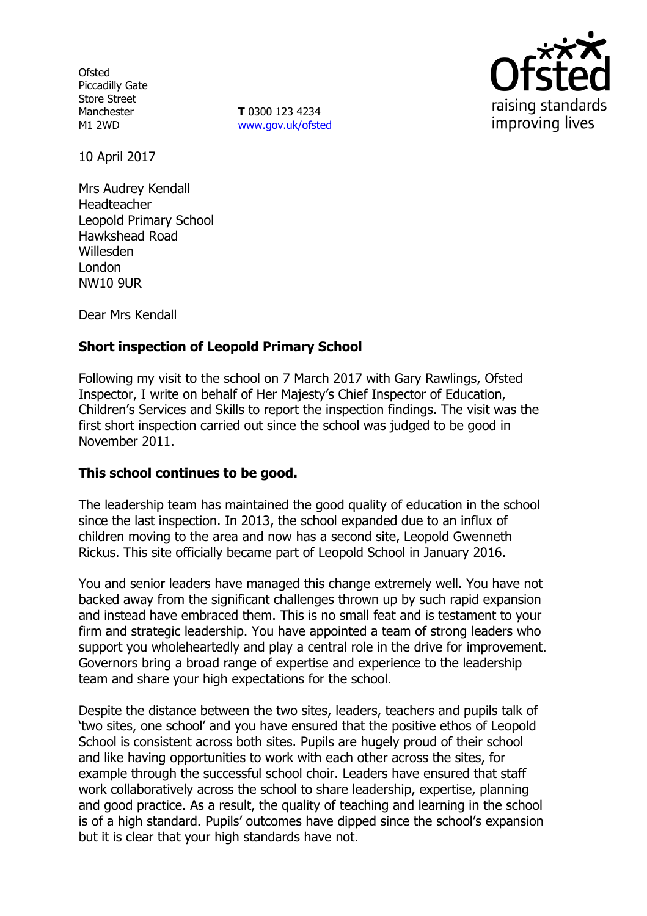Ofsted
Piccadilly Gate
Store Street
Manchester
M1 2WD

**T** 0300 123 4234
www.gov.uk/ofsted

10 April 2017

Mrs Audrey Kendall
Headteacher
Leopold Primary School
Hawkshead Road
Willesden
London
NW10 9UR

Dear Mrs Kendall

**Short inspection of Leopold Primary School**

Following my visit to the school on 7 March 2017 with Gary Rawlings, Ofsted Inspector, I write on behalf of Her Majesty's Chief Inspector of Education, Children's Services and Skills to report the inspection findings. The visit was the first short inspection carried out since the school was judged to be good in November 2011.

**This school continues to be good.**

The leadership team has maintained the good quality of education in the school since the last inspection. In 2013, the school expanded due to an influx of children moving to the area and now has a second site, Leopold Gwenneth Rickus. This site officially became part of Leopold School in January 2016.

You and senior leaders have managed this change extremely well. You have not backed away from the significant challenges thrown up by such rapid expansion and instead have embraced them. This is no small feat and is testament to your firm and strategic leadership. You have appointed a team of strong leaders who support you wholeheartedly and play a central role in the drive for improvement. Governors bring a broad range of expertise and experience to the leadership team and share your high expectations for the school.

Despite the distance between the two sites, leaders, teachers and pupils talk of 'two sites, one school' and you have ensured that the positive ethos of Leopold School is consistent across both sites. Pupils are hugely proud of their school and like having opportunities to work with each other across the sites, for example through the successful school choir. Leaders have ensured that staff work collaboratively across the school to share leadership, expertise, planning and good practice. As a result, the quality of teaching and learning in the school is of a high standard. Pupils' outcomes have dipped since the school's expansion but it is clear that your high standards have not.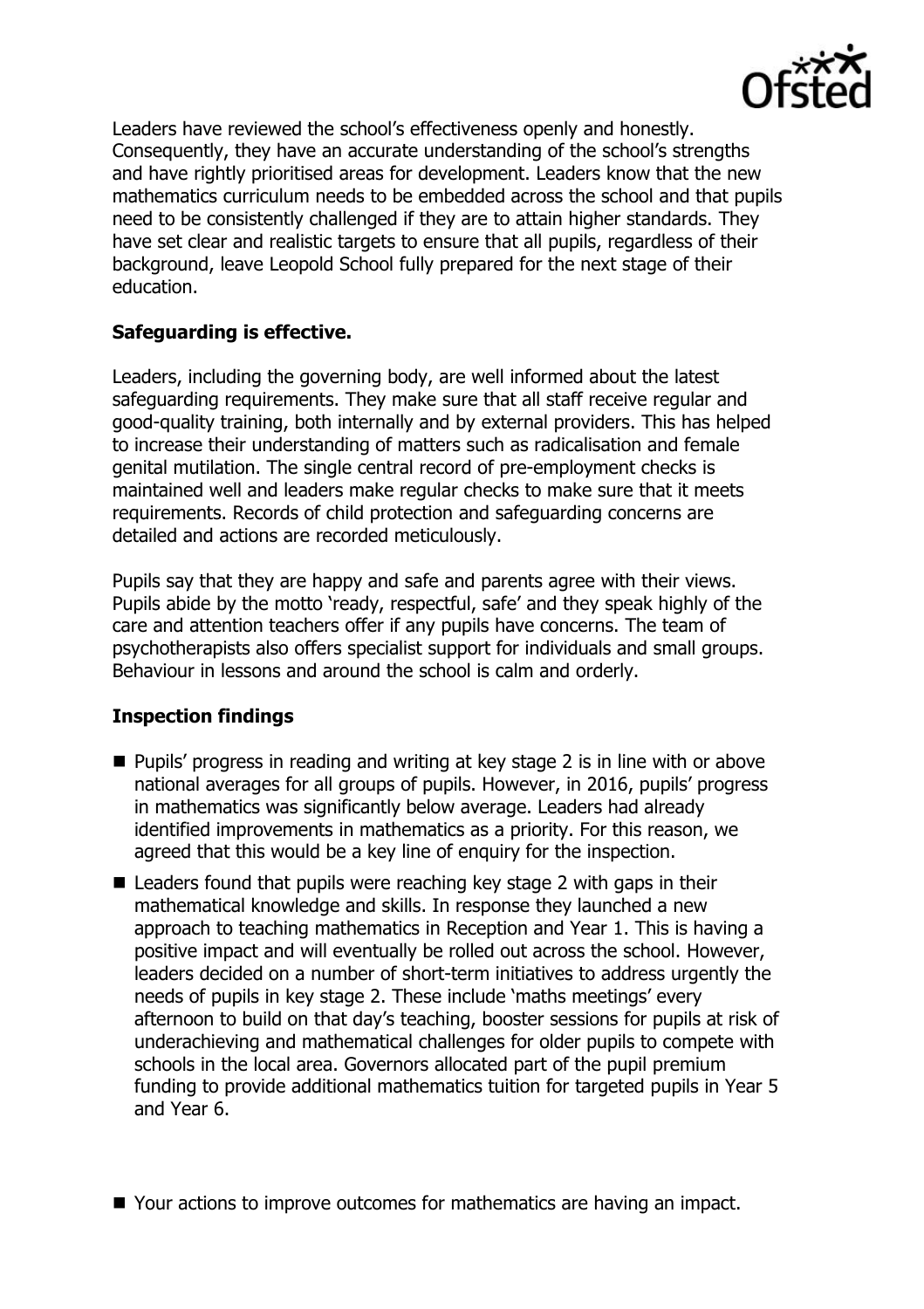Leaders have reviewed the school's effectiveness openly and honestly. Consequently, they have an accurate understanding of the school's strengths and have rightly prioritised areas for development. Leaders know that the new mathematics curriculum needs to be embedded across the school and that pupils need to be consistently challenged if they are to attain higher standards. They have set clear and realistic targets to ensure that all pupils, regardless of their background, leave Leopold School fully prepared for the next stage of their education.

## Safeguarding is effective.

Leaders, including the governing body, are well informed about the latest safeguarding requirements. They make sure that all staff receive regular and good-quality training, both internally and by external providers. This has helped to increase their understanding of matters such as radicalisation and female genital mutilation. The single central record of pre-employment checks is maintained well and leaders make regular checks to make sure that it meets requirements. Records of child protection and safeguarding concerns are detailed and actions are recorded meticulously.

Pupils say that they are happy and safe and parents agree with their views. Pupils abide by the motto 'ready, respectful, safe' and they speak highly of the care and attention teachers offer if any pupils have concerns. The team of psychotherapists also offers specialist support for individuals and small groups. Behaviour in lessons and around the school is calm and orderly.

## Inspection findings

- Pupils' progress in reading and writing at key stage 2 is in line with or above national averages for all groups of pupils. However, in 2016, pupils' progress in mathematics was significantly below average. Leaders had already identified improvements in mathematics as a priority. For this reason, we agreed that this would be a key line of enquiry for the inspection.
- Leaders found that pupils were reaching key stage 2 with gaps in their mathematical knowledge and skills. In response they launched a new approach to teaching mathematics in Reception and Year 1. This is having a positive impact and will eventually be rolled out across the school. However, leaders decided on a number of short-term initiatives to address urgently the needs of pupils in key stage 2. These include 'maths meetings' every afternoon to build on that day's teaching, booster sessions for pupils at risk of underachieving and mathematical challenges for older pupils to compete with schools in the local area. Governors allocated part of the pupil premium funding to provide additional mathematics tuition for targeted pupils in Year 5 and Year 6.
- Your actions to improve outcomes for mathematics are having an impact.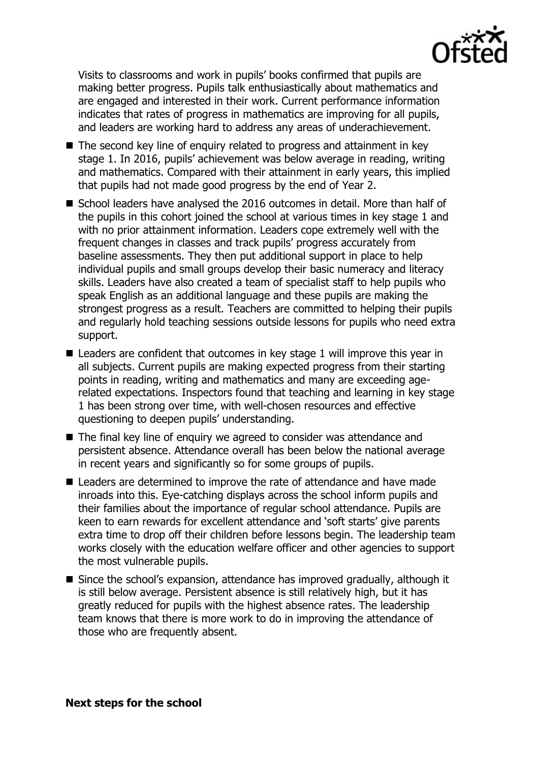Visits to classrooms and work in pupils' books confirmed that pupils are making better progress. Pupils talk enthusiastically about mathematics and are engaged and interested in their work. Current performance information indicates that rates of progress in mathematics are improving for all pupils, and leaders are working hard to address any areas of underachievement.

- The second key line of enquiry related to progress and attainment in key stage 1. In 2016, pupils' achievement was below average in reading, writing and mathematics. Compared with their attainment in early years, this implied that pupils had not made good progress by the end of Year 2.
- School leaders have analysed the 2016 outcomes in detail. More than half of the pupils in this cohort joined the school at various times in key stage 1 and with no prior attainment information. Leaders cope extremely well with the frequent changes in classes and track pupils' progress accurately from baseline assessments. They then put additional support in place to help individual pupils and small groups develop their basic numeracy and literacy skills. Leaders have also created a team of specialist staff to help pupils who speak English as an additional language and these pupils are making the strongest progress as a result. Teachers are committed to helping their pupils and regularly hold teaching sessions outside lessons for pupils who need extra support.
- Leaders are confident that outcomes in key stage 1 will improve this year in all subjects. Current pupils are making expected progress from their starting points in reading, writing and mathematics and many are exceeding age-related expectations. Inspectors found that teaching and learning in key stage 1 has been strong over time, with well-chosen resources and effective questioning to deepen pupils' understanding.
- The final key line of enquiry we agreed to consider was attendance and persistent absence. Attendance overall has been below the national average in recent years and significantly so for some groups of pupils.
- Leaders are determined to improve the rate of attendance and have made inroads into this. Eye-catching displays across the school inform pupils and their families about the importance of regular school attendance. Pupils are keen to earn rewards for excellent attendance and 'soft starts' give parents extra time to drop off their children before lessons begin. The leadership team works closely with the education welfare officer and other agencies to support the most vulnerable pupils.
- Since the school's expansion, attendance has improved gradually, although it is still below average. Persistent absence is still relatively high, but it has greatly reduced for pupils with the highest absence rates. The leadership team knows that there is more work to do in improving the attendance of those who are frequently absent.

**Next steps for the school**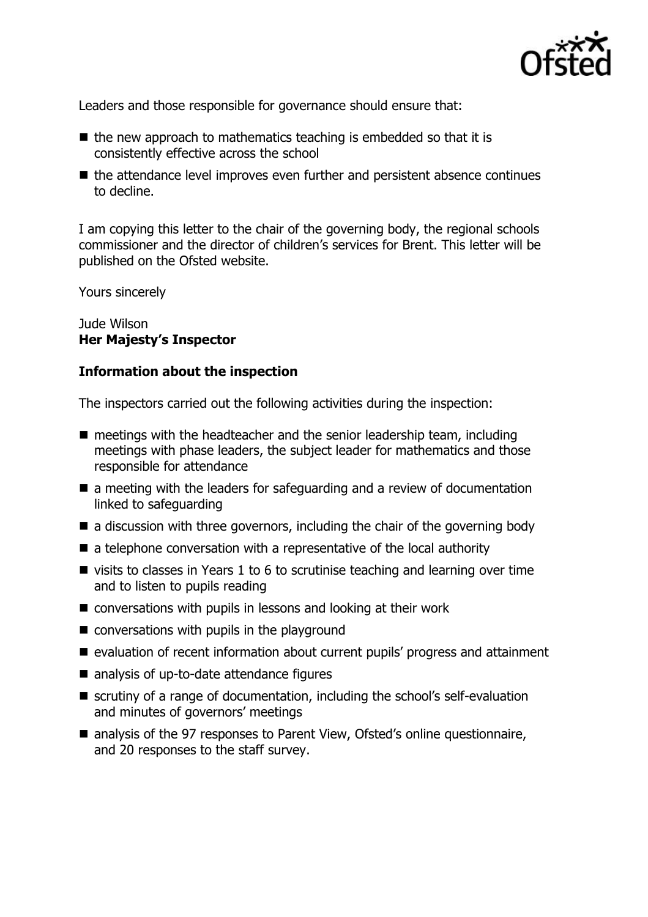Leaders and those responsible for governance should ensure that:

- the new approach to mathematics teaching is embedded so that it is consistently effective across the school
- the attendance level improves even further and persistent absence continues to decline.

I am copying this letter to the chair of the governing body, the regional schools commissioner and the director of children's services for Brent. This letter will be published on the Ofsted website.

Yours sincerely

Jude Wilson
**Her Majesty's Inspector**

### Information about the inspection

The inspectors carried out the following activities during the inspection:

- meetings with the headteacher and the senior leadership team, including meetings with phase leaders, the subject leader for mathematics and those responsible for attendance
- a meeting with the leaders for safeguarding and a review of documentation linked to safeguarding
- a discussion with three governors, including the chair of the governing body
- a telephone conversation with a representative of the local authority
- visits to classes in Years 1 to 6 to scrutinise teaching and learning over time and to listen to pupils reading
- conversations with pupils in lessons and looking at their work
- conversations with pupils in the playground
- evaluation of recent information about current pupils' progress and attainment
- analysis of up-to-date attendance figures
- scrutiny of a range of documentation, including the school's self-evaluation and minutes of governors' meetings
- analysis of the 97 responses to Parent View, Ofsted's online questionnaire, and 20 responses to the staff survey.